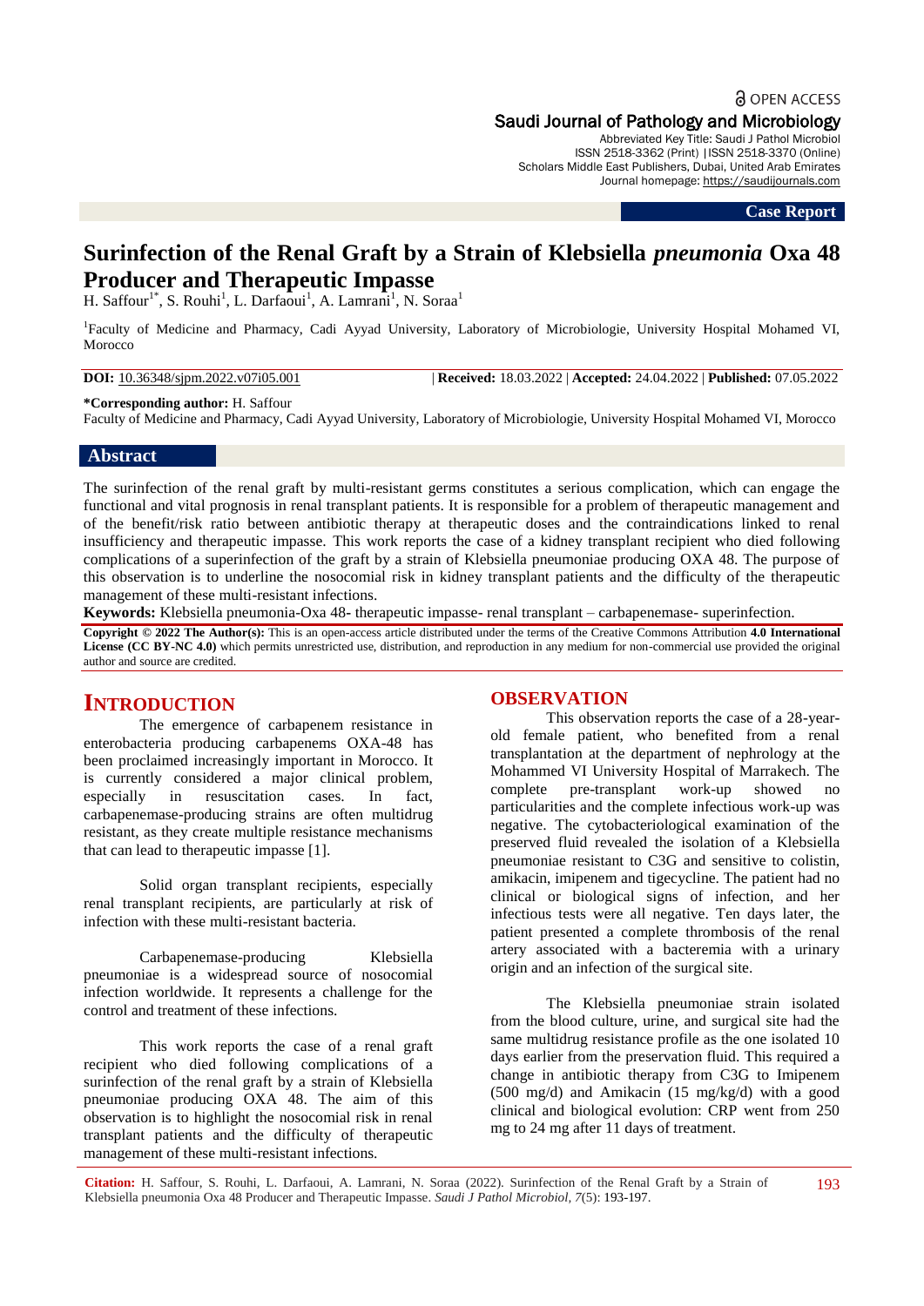# Surinfection of the Renal Graft by a Strain of Klebsiella *pneumonia* Oxa 48 Producer and Therapeutic Impasse

H. Saffour[1*], S. Rouhi[1], L. Darfaoui[1], A. Lamrani[1], N. Soraa[1]

[1]Faculty of Medicine and Pharmacy, Cadi Ayyad University, Laboratory of Microbiologie, University Hospital Mohamed VI, Morocco

**DOI:** 10.36348/sjpm.2022.v07i05.001 | **Received:** 18.03.2022 | **Accepted:** 24.04.2022 | **Published:** 07.05.2022

**\*Corresponding author:** H. Saffour
Faculty of Medicine and Pharmacy, Cadi Ayyad University, Laboratory of Microbiologie, University Hospital Mohamed VI, Morocco

## Abstract

The surinfection of the renal graft by multi-resistant germs constitutes a serious complication, which can engage the functional and vital prognosis in renal transplant patients. It is responsible for a problem of therapeutic management and of the benefit/risk ratio between antibiotic therapy at therapeutic doses and the contraindications linked to renal insufficiency and therapeutic impasse. This work reports the case of a kidney transplant recipient who died following complications of a superinfection of the graft by a strain of Klebsiella pneumoniae producing OXA 48. The purpose of this observation is to underline the nosocomial risk in kidney transplant patients and the difficulty of the therapeutic management of these multi-resistant infections.

**Keywords:** Klebsiella pneumonia-Oxa 48- therapeutic impasse- renal transplant – carbapenemase- superinfection.

**Copyright © 2022 The Author(s):** This is an open-access article distributed under the terms of the Creative Commons Attribution **4.0 International License (CC BY-NC 4.0)** which permits unrestricted use, distribution, and reproduction in any medium for non-commercial use provided the original author and source are credited.

## INTRODUCTION

The emergence of carbapenem resistance in enterobacteria producing carbapenems OXA-48 has been proclaimed increasingly important in Morocco. It is currently considered a major clinical problem, especially in resuscitation cases. In fact, carbapenemase-producing strains are often multidrug resistant, as they create multiple resistance mechanisms that can lead to therapeutic impasse [1].

Solid organ transplant recipients, especially renal transplant recipients, are particularly at risk of infection with these multi-resistant bacteria.

Carbapenemase-producing Klebsiella pneumoniae is a widespread source of nosocomial infection worldwide. It represents a challenge for the control and treatment of these infections.

This work reports the case of a renal graft recipient who died following complications of a surinfection of the renal graft by a strain of Klebsiella pneumoniae producing OXA 48. The aim of this observation is to highlight the nosocomial risk in renal transplant patients and the difficulty of therapeutic management of these multi-resistant infections.

## OBSERVATION

This observation reports the case of a 28-year-old female patient, who benefited from a renal transplantation at the department of nephrology at the Mohammed VI University Hospital of Marrakech. The complete pre-transplant work-up showed no particularities and the complete infectious work-up was negative. The cytobacteriological examination of the preserved fluid revealed the isolation of a Klebsiella pneumoniae resistant to C3G and sensitive to colistin, amikacin, imipenem and tigecycline. The patient had no clinical or biological signs of infection, and her infectious tests were all negative. Ten days later, the patient presented a complete thrombosis of the renal artery associated with a bacteremia with a urinary origin and an infection of the surgical site.

The Klebsiella pneumoniae strain isolated from the blood culture, urine, and surgical site had the same multidrug resistance profile as the one isolated 10 days earlier from the preservation fluid. This required a change in antibiotic therapy from C3G to Imipenem (500 mg/d) and Amikacin (15 mg/kg/d) with a good clinical and biological evolution: CRP went from 250 mg to 24 mg after 11 days of treatment.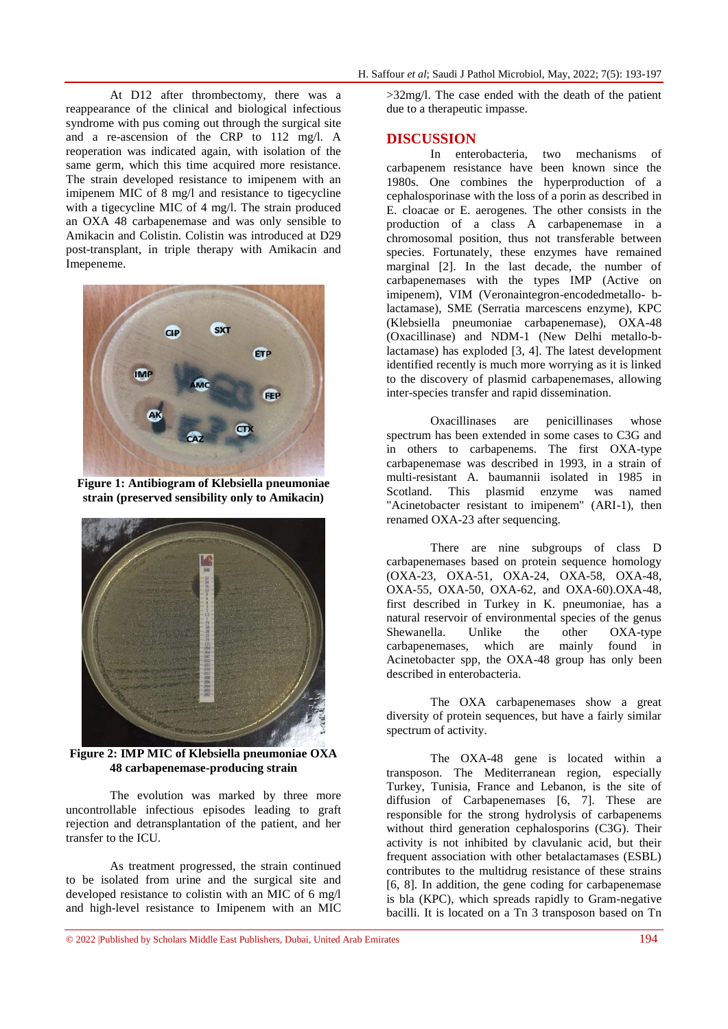At D12 after thrombectomy, there was a reappearance of the clinical and biological infectious syndrome with pus coming out through the surgical site and a re-ascension of the CRP to 112 mg/l. A reoperation was indicated again, with isolation of the same germ, which this time acquired more resistance. The strain developed resistance to imipenem with an imipenem MIC of 8 mg/l and resistance to tigecycline with a tigecycline MIC of 4 mg/l. The strain produced an OXA 48 carbapenemase and was only sensible to Amikacin and Colistin. Colistin was introduced at D29 post-transplant, in triple therapy with Amikacin and Imepeneme.

**Figure 1: Antibiogram of Klebsiella pneumoniae strain (preserved sensibility only to Amikacin)**

**Figure 2: IMP MIC of Klebsiella pneumoniae OXA 48 carbapenemase-producing strain**

The evolution was marked by three more uncontrollable infectious episodes leading to graft rejection and detransplantation of the patient, and her transfer to the ICU.

As treatment progressed, the strain continued to be isolated from urine and the surgical site and developed resistance to colistin with an MIC of 6 mg/l and high-level resistance to Imipenem with an MIC >32mg/l. The case ended with the death of the patient due to a therapeutic impasse.

## DISCUSSION

In enterobacteria, two mechanisms of carbapenem resistance have been known since the 1980s. One combines the hyperproduction of a cephalosporinase with the loss of a porin as described in E. cloacae or E. aerogenes. The other consists in the production of a class A carbapenemase in a chromosomal position, thus not transferable between species. Fortunately, these enzymes have remained marginal [2]. In the last decade, the number of carbapenemases with the types IMP (Active on imipenem), VIM (Veronaintegron-encodedmetallo- b-lactamase), SME (Serratia marcescens enzyme), KPC (Klebsiella pneumoniae carbapenemase), OXA-48 (Oxacillinase) and NDM-1 (New Delhi metallo-b-lactamase) has exploded [3, 4]. The latest development identified recently is much more worrying as it is linked to the discovery of plasmid carbapenemases, allowing inter-species transfer and rapid dissemination.

Oxacillinases are penicillinases whose spectrum has been extended in some cases to C3G and in others to carbapenems. The first OXA-type carbapenemase was described in 1993, in a strain of multi-resistant A. baumannii isolated in 1985 in Scotland. This plasmid enzyme was named "Acinetobacter resistant to imipenem" (ARI-1), then renamed OXA-23 after sequencing.

There are nine subgroups of class D carbapenemases based on protein sequence homology (OXA-23, OXA-51, OXA-24, OXA-58, OXA-48, OXA-55, OXA-50, OXA-62, and OXA-60).OXA-48, first described in Turkey in K. pneumoniae, has a natural reservoir of environmental species of the genus Shewanella. Unlike the other OXA-type carbapenemases, which are mainly found in Acinetobacter spp, the OXA-48 group has only been described in enterobacteria.

The OXA carbapenemases show a great diversity of protein sequences, but have a fairly similar spectrum of activity.

The OXA-48 gene is located within a transposon. The Mediterranean region, especially Turkey, Tunisia, France and Lebanon, is the site of diffusion of Carbapenemases [6, 7]. These are responsible for the strong hydrolysis of carbapenems without third generation cephalosporins (C3G). Their activity is not inhibited by clavulanic acid, but their frequent association with other betalactamases (ESBL) contributes to the multidrug resistance of these strains [6, 8]. In addition, the gene coding for carbapenemase is bla (KPC), which spreads rapidly to Gram-negative bacilli. It is located on a Tn 3 transposon based on Tn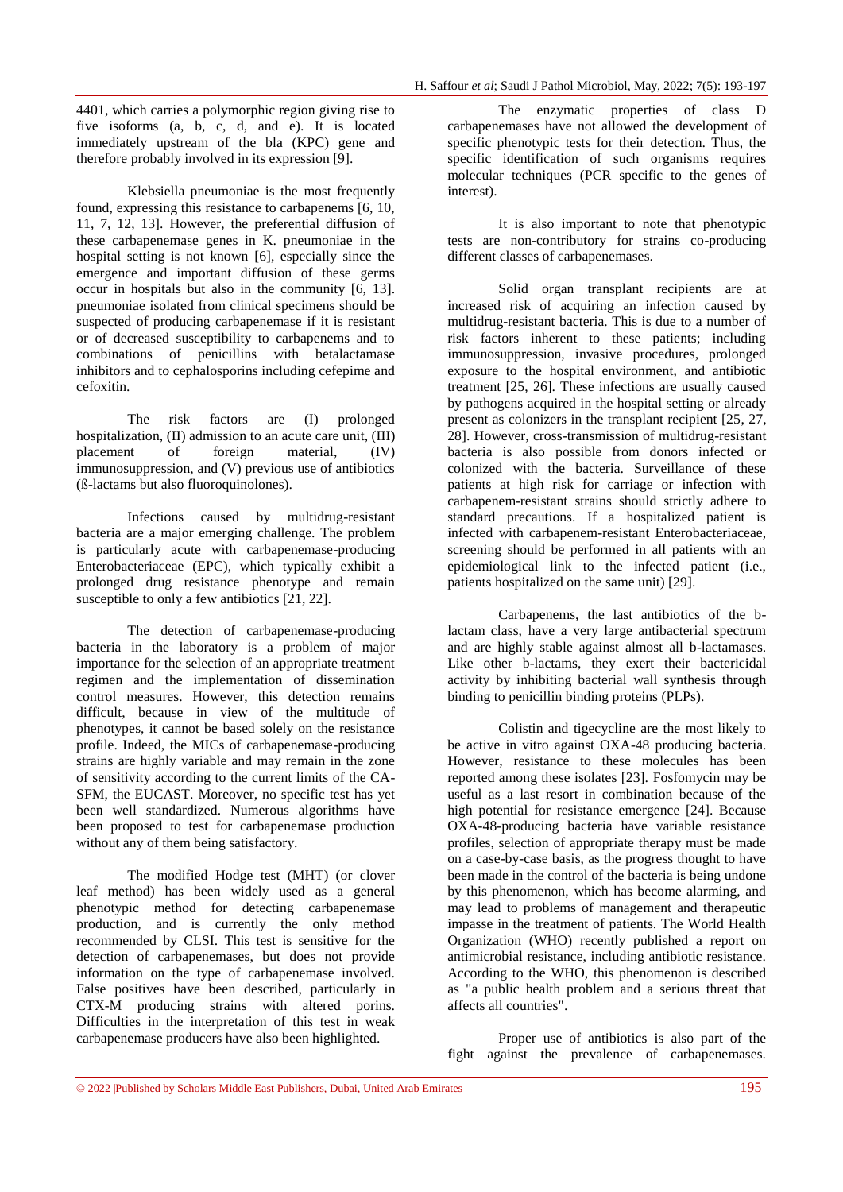4401, which carries a polymorphic region giving rise to five isoforms (a, b, c, d, and e). It is located immediately upstream of the bla (KPC) gene and therefore probably involved in its expression [9].

Klebsiella pneumoniae is the most frequently found, expressing this resistance to carbapenems [6, 10, 11, 7, 12, 13]. However, the preferential diffusion of these carbapenemase genes in K. pneumoniae in the hospital setting is not known [6], especially since the emergence and important diffusion of these germs occur in hospitals but also in the community [6, 13]. pneumoniae isolated from clinical specimens should be suspected of producing carbapenemase if it is resistant or of decreased susceptibility to carbapenems and to combinations of penicillins with betalactamase inhibitors and to cephalosporins including cefepime and cefoxitin.

The risk factors are (I) prolonged hospitalization, (II) admission to an acute care unit, (III) placement of foreign material, (IV) immunosuppression, and (V) previous use of antibiotics (ß-lactams but also fluoroquinolones).

Infections caused by multidrug-resistant bacteria are a major emerging challenge. The problem is particularly acute with carbapenemase-producing Enterobacteriaceae (EPC), which typically exhibit a prolonged drug resistance phenotype and remain susceptible to only a few antibiotics [21, 22].

The detection of carbapenemase-producing bacteria in the laboratory is a problem of major importance for the selection of an appropriate treatment regimen and the implementation of dissemination control measures. However, this detection remains difficult, because in view of the multitude of phenotypes, it cannot be based solely on the resistance profile. Indeed, the MICs of carbapenemase-producing strains are highly variable and may remain in the zone of sensitivity according to the current limits of the CA-SFM, the EUCAST. Moreover, no specific test has yet been well standardized. Numerous algorithms have been proposed to test for carbapenemase production without any of them being satisfactory.

The modified Hodge test (MHT) (or clover leaf method) has been widely used as a general phenotypic method for detecting carbapenemase production, and is currently the only method recommended by CLSI. This test is sensitive for the detection of carbapenemases, but does not provide information on the type of carbapenemase involved. False positives have been described, particularly in CTX-M producing strains with altered porins. Difficulties in the interpretation of this test in weak carbapenemase producers have also been highlighted.

The enzymatic properties of class D carbapenemases have not allowed the development of specific phenotypic tests for their detection. Thus, the specific identification of such organisms requires molecular techniques (PCR specific to the genes of interest).

It is also important to note that phenotypic tests are non-contributory for strains co-producing different classes of carbapenemases.

Solid organ transplant recipients are at increased risk of acquiring an infection caused by multidrug-resistant bacteria. This is due to a number of risk factors inherent to these patients; including immunosuppression, invasive procedures, prolonged exposure to the hospital environment, and antibiotic treatment [25, 26]. These infections are usually caused by pathogens acquired in the hospital setting or already present as colonizers in the transplant recipient [25, 27, 28]. However, cross-transmission of multidrug-resistant bacteria is also possible from donors infected or colonized with the bacteria. Surveillance of these patients at high risk for carriage or infection with carbapenem-resistant strains should strictly adhere to standard precautions. If a hospitalized patient is infected with carbapenem-resistant Enterobacteriaceae, screening should be performed in all patients with an epidemiological link to the infected patient (i.e., patients hospitalized on the same unit) [29].

Carbapenems, the last antibiotics of the b-lactam class, have a very large antibacterial spectrum and are highly stable against almost all b-lactamases. Like other b-lactams, they exert their bactericidal activity by inhibiting bacterial wall synthesis through binding to penicillin binding proteins (PLPs).

Colistin and tigecycline are the most likely to be active in vitro against OXA-48 producing bacteria. However, resistance to these molecules has been reported among these isolates [23]. Fosfomycin may be useful as a last resort in combination because of the high potential for resistance emergence [24]. Because OXA-48-producing bacteria have variable resistance profiles, selection of appropriate therapy must be made on a case-by-case basis, as the progress thought to have been made in the control of the bacteria is being undone by this phenomenon, which has become alarming, and may lead to problems of management and therapeutic impasse in the treatment of patients. The World Health Organization (WHO) recently published a report on antimicrobial resistance, including antibiotic resistance. According to the WHO, this phenomenon is described as "a public health problem and a serious threat that affects all countries".

Proper use of antibiotics is also part of the fight against the prevalence of carbapenemases.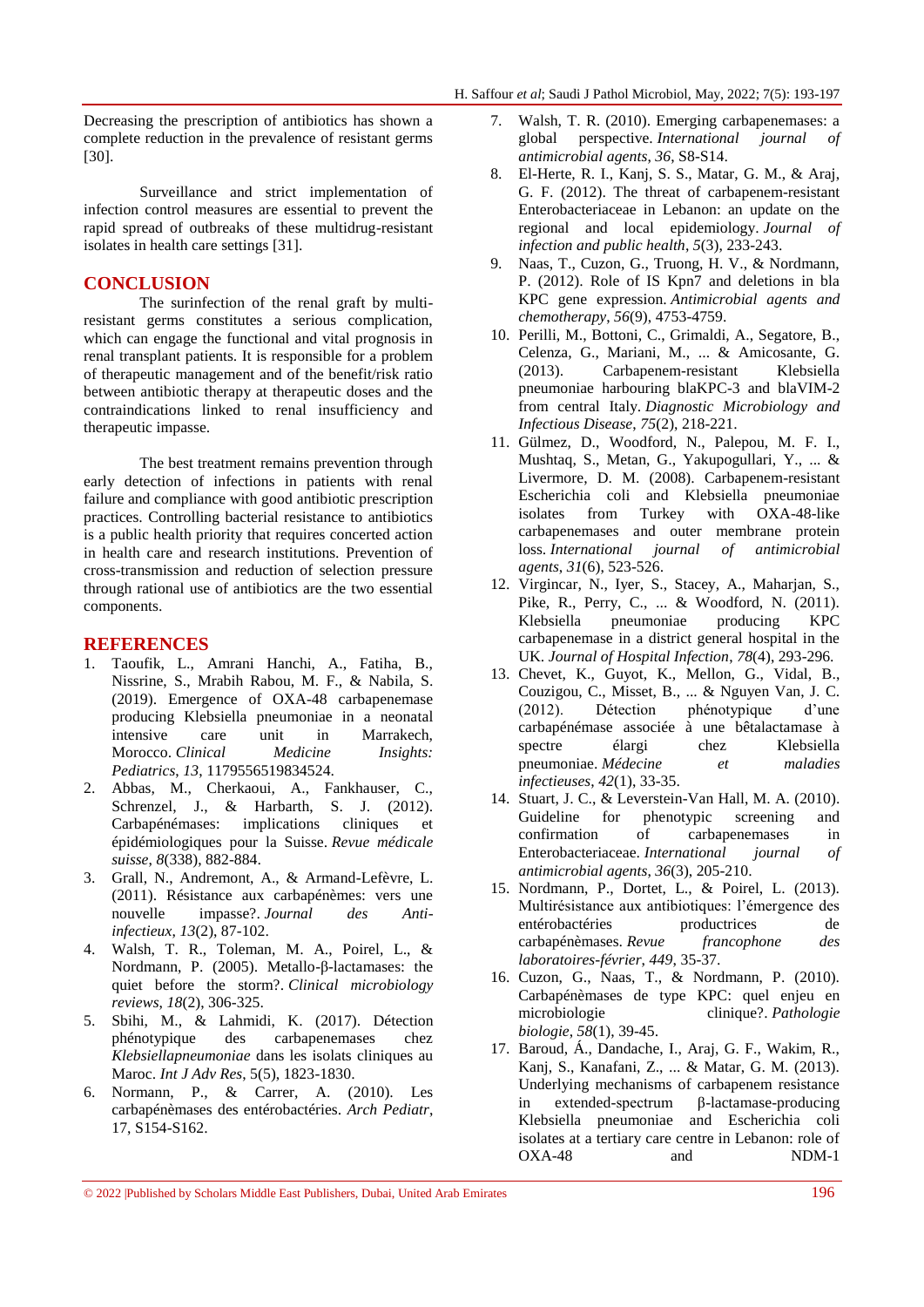Decreasing the prescription of antibiotics has shown a complete reduction in the prevalence of resistant germs [30].

Surveillance and strict implementation of infection control measures are essential to prevent the rapid spread of outbreaks of these multidrug-resistant isolates in health care settings [31].

## CONCLUSION

The surinfection of the renal graft by multi-resistant germs constitutes a serious complication, which can engage the functional and vital prognosis in renal transplant patients. It is responsible for a problem of therapeutic management and of the benefit/risk ratio between antibiotic therapy at therapeutic doses and the contraindications linked to renal insufficiency and therapeutic impasse.

The best treatment remains prevention through early detection of infections in patients with renal failure and compliance with good antibiotic prescription practices. Controlling bacterial resistance to antibiotics is a public health priority that requires concerted action in health care and research institutions. Prevention of cross-transmission and reduction of selection pressure through rational use of antibiotics are the two essential components.

## REFERENCES

1. Taoufik, L., Amrani Hanchi, A., Fatiha, B., Nissrine, S., Mrabih Rabou, M. F., & Nabila, S. (2019). Emergence of OXA-48 carbapenemase producing Klebsiella pneumoniae in a neonatal intensive care unit in Marrakech, Morocco. *Clinical Medicine Insights: Pediatrics*, *13*, 1179556519834524.
2. Abbas, M., Cherkaoui, A., Fankhauser, C., Schrenzel, J., & Harbarth, S. J. (2012). Carbapénémases: implications cliniques et épidémiologiques pour la Suisse. *Revue médicale suisse*, *8*(338), 882-884.
3. Grall, N., Andremont, A., & Armand-Lefèvre, L. (2011). Résistance aux carbapénèmes: vers une nouvelle impasse?. *Journal des Anti-infectieux*, *13*(2), 87-102.
4. Walsh, T. R., Toleman, M. A., Poirel, L., & Nordmann, P. (2005). Metallo-β-lactamases: the quiet before the storm?. *Clinical microbiology reviews*, *18*(2), 306-325.
5. Sbihi, M., & Lahmidi, K. (2017). Détection phénotypique des carbapenemases chez *Klebsiellapneumoniae* dans les isolats cliniques au Maroc. *Int J Adv Res*, 5(5), 1823-1830.
6. Normann, P., & Carrer, A. (2010). Les carbapénèmases des entérobactéries. *Arch Pediatr*, 17, S154-S162.
7. Walsh, T. R. (2010). Emerging carbapenemases: a global perspective. *International journal of antimicrobial agents*, *36*, S8-S14.
8. El-Herte, R. I., Kanj, S. S., Matar, G. M., & Araj, G. F. (2012). The threat of carbapenem-resistant Enterobacteriaceae in Lebanon: an update on the regional and local epidemiology. *Journal of infection and public health*, *5*(3), 233-243.
9. Naas, T., Cuzon, G., Truong, H. V., & Nordmann, P. (2012). Role of IS Kpn7 and deletions in bla KPC gene expression. *Antimicrobial agents and chemotherapy*, *56*(9), 4753-4759.
10. Perilli, M., Bottoni, C., Grimaldi, A., Segatore, B., Celenza, G., Mariani, M., ... & Amicosante, G. (2013). Carbapenem-resistant Klebsiella pneumoniae harbouring blaKPC-3 and blaVIM-2 from central Italy. *Diagnostic Microbiology and Infectious Disease*, *75*(2), 218-221.
11. Gülmez, D., Woodford, N., Palepou, M. F. I., Mushtaq, S., Metan, G., Yakupogullari, Y., ... & Livermore, D. M. (2008). Carbapenem-resistant Escherichia coli and Klebsiella pneumoniae isolates from Turkey with OXA-48-like carbapenemases and outer membrane protein loss. *International journal of antimicrobial agents*, *31*(6), 523-526.
12. Virgincar, N., Iyer, S., Stacey, A., Maharjan, S., Pike, R., Perry, C., ... & Woodford, N. (2011). Klebsiella pneumoniae producing KPC carbapenemase in a district general hospital in the UK. *Journal of Hospital Infection*, *78*(4), 293-296.
13. Chevet, K., Guyot, K., Mellon, G., Vidal, B., Couzigou, C., Misset, B., ... & Nguyen Van, J. C. (2012). Détection phénotypique d'une carbapénémase associée à une bêtalactamase à spectre élargi chez Klebsiella pneumoniae. *Médecine et maladies infectieuses*, *42*(1), 33-35.
14. Stuart, J. C., & Leverstein-Van Hall, M. A. (2010). Guideline for phenotypic screening and confirmation of carbapenemases in Enterobacteriaceae. *International journal of antimicrobial agents*, *36*(3), 205-210.
15. Nordmann, P., Dortet, L., & Poirel, L. (2013). Multirésistance aux antibiotiques: l'émergence des entérobactéries productrices de carbapénèmases. *Revue francophone des laboratoires-février*, *449*, 35-37.
16. Cuzon, G., Naas, T., & Nordmann, P. (2010). Carbapénèmases de type KPC: quel enjeu en microbiologie clinique?. *Pathologie biologie*, *58*(1), 39-45.
17. Baroud, Á., Dandache, I., Araj, G. F., Wakim, R., Kanj, S., Kanafani, Z., ... & Matar, G. M. (2013). Underlying mechanisms of carbapenem resistance in extended-spectrum β-lactamase-producing Klebsiella pneumoniae and Escherichia coli isolates at a tertiary care centre in Lebanon: role of OXA-48 and NDM-1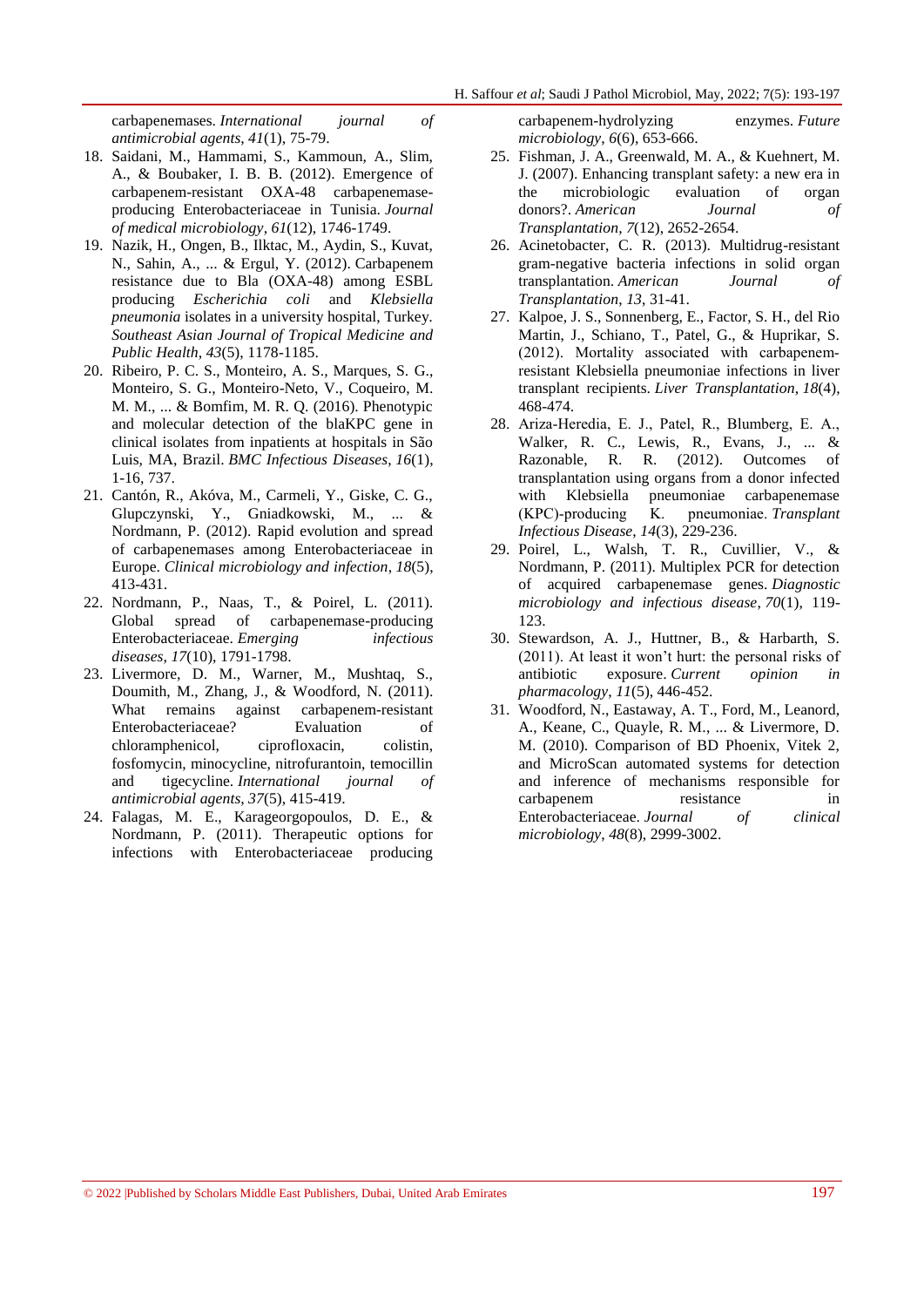carbapenemases. *International journal of antimicrobial agents*, *41*(1), 75-79.

18. Saidani, M., Hammami, S., Kammoun, A., Slim, A., & Boubaker, I. B. B. (2012). Emergence of carbapenem-resistant OXA-48 carbapenemase-producing Enterobacteriaceae in Tunisia. *Journal of medical microbiology*, *61*(12), 1746-1749.
19. Nazik, H., Ongen, B., Ilktac, M., Aydin, S., Kuvat, N., Sahin, A., ... & Ergul, Y. (2012). Carbapenem resistance due to Bla (OXA-48) among ESBL producing *Escherichia coli* and *Klebsiella pneumonia* isolates in a university hospital, Turkey. *Southeast Asian Journal of Tropical Medicine and Public Health*, *43*(5), 1178-1185.
20. Ribeiro, P. C. S., Monteiro, A. S., Marques, S. G., Monteiro, S. G., Monteiro-Neto, V., Coqueiro, M. M. M., ... & Bomfim, M. R. Q. (2016). Phenotypic and molecular detection of the blaKPC gene in clinical isolates from inpatients at hospitals in São Luis, MA, Brazil. *BMC Infectious Diseases*, *16*(1), 1-16, 737.
21. Cantón, R., Akóva, M., Carmeli, Y., Giske, C. G., Glupczynski, Y., Gniadkowski, M., ... & Nordmann, P. (2012). Rapid evolution and spread of carbapenemases among Enterobacteriaceae in Europe. *Clinical microbiology and infection*, *18*(5), 413-431.
22. Nordmann, P., Naas, T., & Poirel, L. (2011). Global spread of carbapenemase-producing Enterobacteriaceae. *Emerging infectious diseases*, *17*(10), 1791-1798.
23. Livermore, D. M., Warner, M., Mushtaq, S., Doumith, M., Zhang, J., & Woodford, N. (2011). What remains against carbapenem-resistant Enterobacteriaceae? Evaluation of chloramphenicol, ciprofloxacin, colistin, fosfomycin, minocycline, nitrofurantoin, temocillin and tigecycline. *International journal of antimicrobial agents*, *37*(5), 415-419.
24. Falagas, M. E., Karageorgopoulos, D. E., & Nordmann, P. (2011). Therapeutic options for infections with Enterobacteriaceae producing carbapenem-hydrolyzing enzymes. *Future microbiology*, *6*(6), 653-666.
25. Fishman, J. A., Greenwald, M. A., & Kuehnert, M. J. (2007). Enhancing transplant safety: a new era in the microbiologic evaluation of organ donors?. *American Journal of Transplantation*, *7*(12), 2652-2654.
26. Acinetobacter, C. R. (2013). Multidrug-resistant gram-negative bacteria infections in solid organ transplantation. *American Journal of Transplantation*, *13*, 31-41.
27. Kalpoe, J. S., Sonnenberg, E., Factor, S. H., del Rio Martin, J., Schiano, T., Patel, G., & Huprikar, S. (2012). Mortality associated with carbapenem-resistant Klebsiella pneumoniae infections in liver transplant recipients. *Liver Transplantation*, *18*(4), 468-474.
28. Ariza-Heredia, E. J., Patel, R., Blumberg, E. A., Walker, R. C., Lewis, R., Evans, J., ... & Razonable, R. R. (2012). Outcomes of transplantation using organs from a donor infected with Klebsiella pneumoniae carbapenemase (KPC)-producing K. pneumoniae. *Transplant Infectious Disease*, *14*(3), 229-236.
29. Poirel, L., Walsh, T. R., Cuvillier, V., & Nordmann, P. (2011). Multiplex PCR for detection of acquired carbapenemase genes. *Diagnostic microbiology and infectious disease*, *70*(1), 119-123.
30. Stewardson, A. J., Huttner, B., & Harbarth, S. (2011). At least it won't hurt: the personal risks of antibiotic exposure. *Current opinion in pharmacology*, *11*(5), 446-452.
31. Woodford, N., Eastaway, A. T., Ford, M., Leanord, A., Keane, C., Quayle, R. M., ... & Livermore, D. M. (2010). Comparison of BD Phoenix, Vitek 2, and MicroScan automated systems for detection and inference of mechanisms responsible for carbapenem resistance in Enterobacteriaceae. *Journal of clinical microbiology*, *48*(8), 2999-3002.